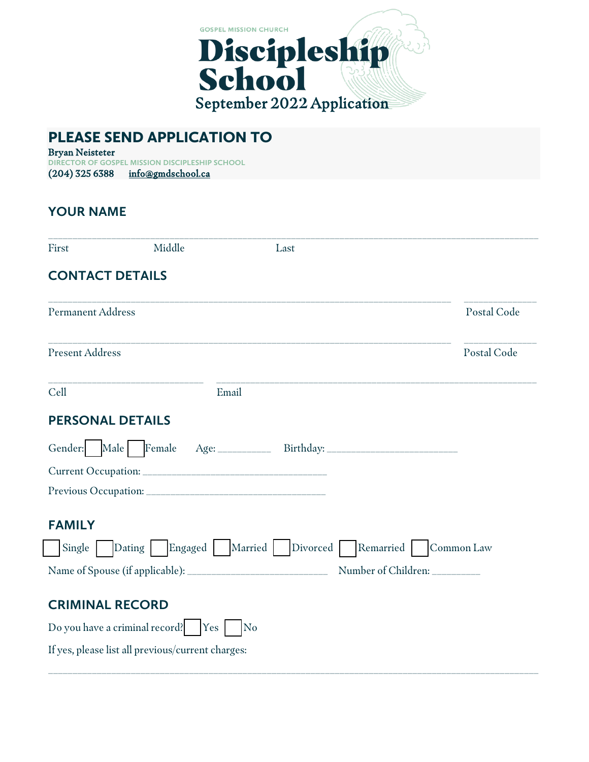GOSPEL MISSION CHURCH

# Discipleship School

September 2022 Application

## PLEASE SEND APPLICATION TO

**Bryan Neisteter**
DIRECTOR OF GOSPEL MISSION DISCIPLESHIP SCHOOL
**(204) 325 6388** info@gmdschool.ca

## YOUR NAME

_______________________________________________________________________________

First Middle Last

## CONTACT DETAILS

_________________________________________________________________ ___________

Permanent Address Postal Code

_________________________________________________________________ ___________

Present Address Postal Code

_________________________ ___________________________________________________

Cell Email

## PERSONAL DETAILS

Gender: ☐ Male ☐ Female Age: _________ Birthday: _____________________

Current Occupation: ______________________________

Previous Occupation: _____________________________

## FAMILY

☐ Single ☐ Dating ☐ Engaged ☐ Married ☐ Divorced ☐ Remarried ☐ Common Law

Name of Spouse (if applicable): _______________________ Number of Children: ________

## CRIMINAL RECORD

Do you have a criminal record? ☐ Yes ☐ No

If yes, please list all previous/current charges:

_______________________________________________________________________________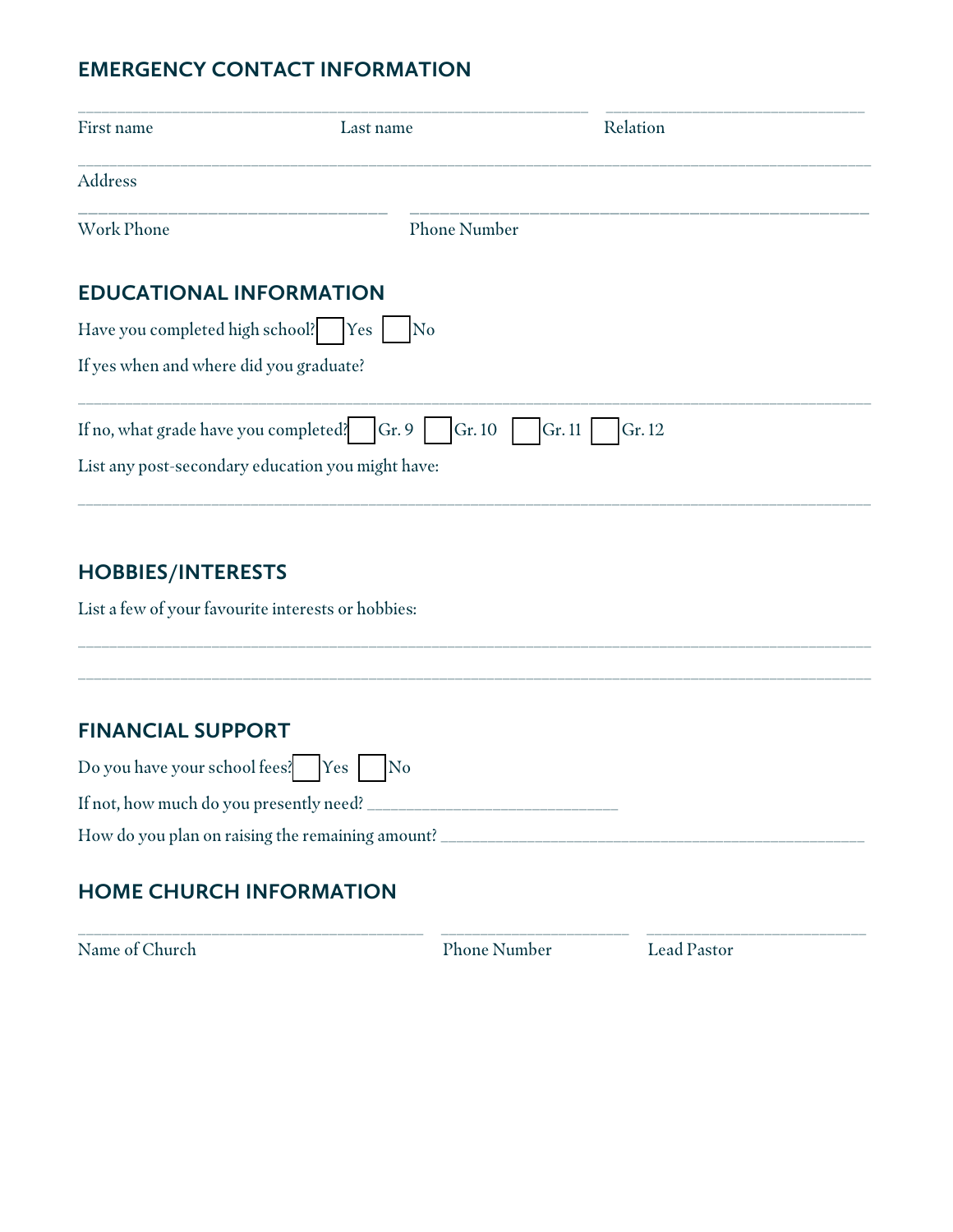## EMERGENCY CONTACT INFORMATION

_______________________________________________ _______________________________

First name Last name Relation

_____________________________________________________________________________________

Address

_______________________________ ____________________________________________

Work Phone Phone Number

## EDUCATIONAL INFORMATION

Have you completed high school? ☐ Yes ☐ No

If yes when and where did you graduate?

_____________________________________________________________________________________

If no, what grade have you completed? ☐ Gr. 9 ☐ Gr. 10 ☐ Gr. 11 ☐ Gr. 12

List any post-secondary education you might have:

_____________________________________________________________________________________

## HOBBIES/INTERESTS

List a few of your favourite interests or hobbies:

_____________________________________________________________________________________

_____________________________________________________________________________________

## FINANCIAL SUPPORT

Do you have your school fees? ☐ Yes ☐ No

If not, how much do you presently need? ___________________________

How do you plan on raising the remaining amount? ____________________________________________

## HOME CHURCH INFORMATION

____________________________________ ___________________ ______________________

Name of Church Phone Number Lead Pastor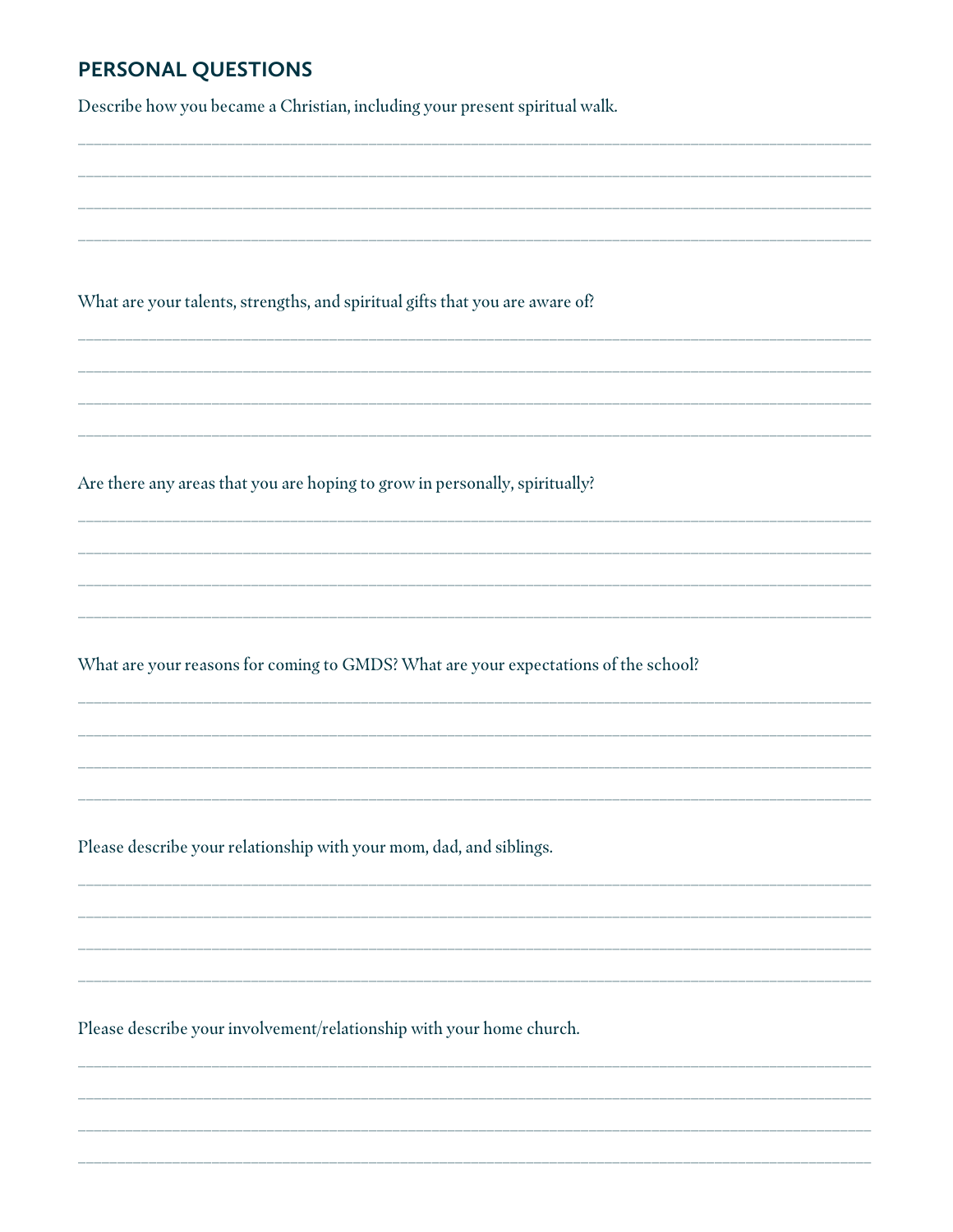## PERSONAL QUESTIONS

Describe how you became a Christian, including your present spiritual walk.

______________________________________________________________________

______________________________________________________________________

______________________________________________________________________

______________________________________________________________________

What are your talents, strengths, and spiritual gifts that you are aware of?

______________________________________________________________________

______________________________________________________________________

______________________________________________________________________

______________________________________________________________________

Are there any areas that you are hoping to grow in personally, spiritually?

______________________________________________________________________

______________________________________________________________________

______________________________________________________________________

______________________________________________________________________

What are your reasons for coming to GMDS? What are your expectations of the school?

______________________________________________________________________

______________________________________________________________________

______________________________________________________________________

______________________________________________________________________

Please describe your relationship with your mom, dad, and siblings.

______________________________________________________________________

______________________________________________________________________

______________________________________________________________________

______________________________________________________________________

Please describe your involvement/relationship with your home church.

______________________________________________________________________

______________________________________________________________________

______________________________________________________________________

______________________________________________________________________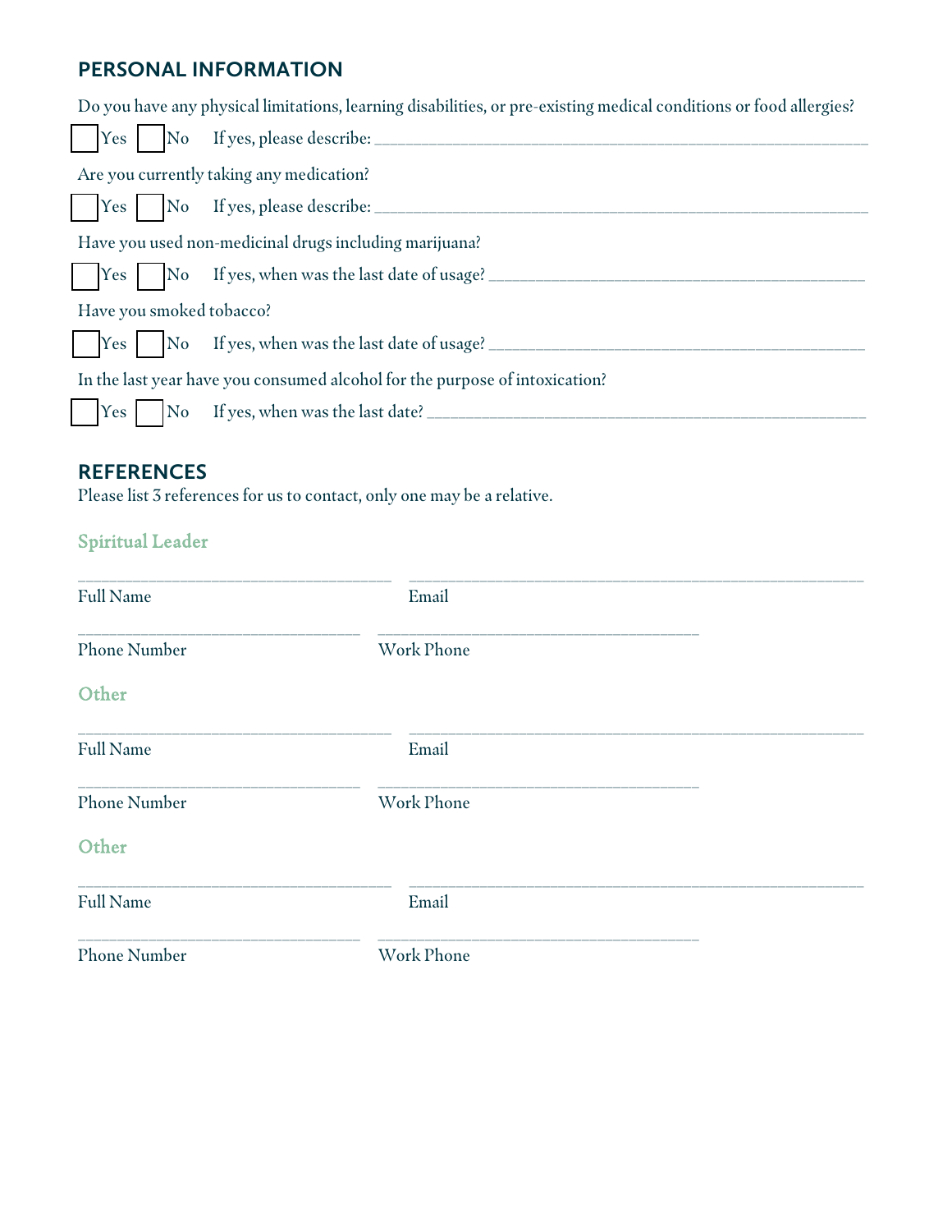## PERSONAL INFORMATION

Do you have any physical limitations, learning disabilities, or pre-existing medical conditions or food allergies?

☐ Yes ☐ No If yes, please describe: ____________________________________________

Are you currently taking any medication?

☐ Yes ☐ No If yes, please describe: ____________________________________________

Have you used non-medicinal drugs including marijuana?

☐ Yes ☐ No If yes, when was the last date of usage? ________________________________

Have you smoked tobacco?

☐ Yes ☐ No If yes, when was the last date of usage? ________________________________

In the last year have you consumed alcohol for the purpose of intoxication?

☐ Yes ☐ No If yes, when was the last date? ______________________________________

## REFERENCES

Please list 3 references for us to contact, only one may be a relative.

### Spiritual Leader

______________________________ ______________________________________

Full Name Email

____________________________ ______________________________

Phone Number Work Phone

### Other

______________________________ ______________________________________

Full Name Email

____________________________ ______________________________

Phone Number Work Phone

### Other

______________________________ ______________________________________

Full Name Email

____________________________ ______________________________

Phone Number Work Phone